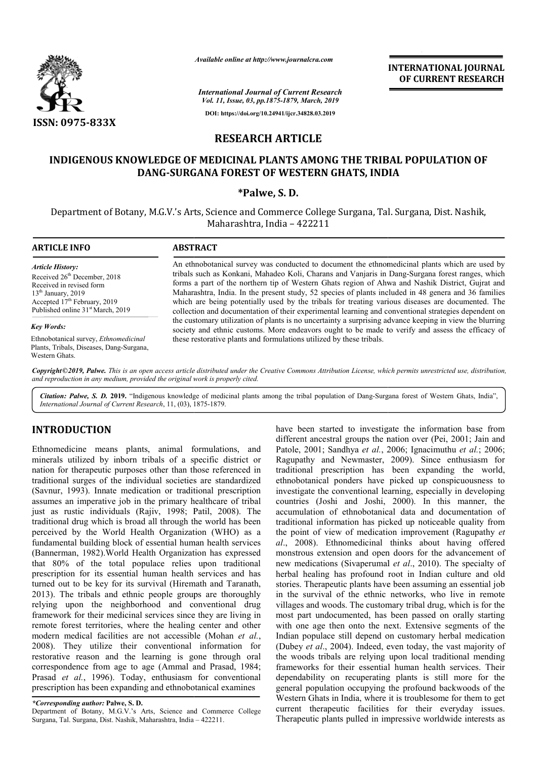ISSN: 0975-833X

Available online at http://www.journalcra.com

*International Journal of Current Research*
*Vol. 11, Issue, 03, pp.1875-1879, March, 2019*

DOI: https://doi.org/10.24941/ijcr.34828.03.2019

**INTERNATIONAL JOURNAL OF CURRENT RESEARCH**

## RESEARCH ARTICLE

# INDIGENOUS KNOWLEDGE OF MEDICINAL PLANTS AMONG THE TRIBAL POPULATION OF DANG-SURGANA FOREST OF WESTERN GHATS, INDIA

**\*Palwe, S. D.**

Department of Botany, M.G.V.'s Arts, Science and Commerce College Surgana, Tal. Surgana, Dist. Nashik, Maharashtra, India – 422211

### ARTICLE INFO

*Article History:*

Received 26th December, 2018
Received in revised form
13th January, 2019
Accepted 17th February, 2019
Published online 31st March, 2019

*Key Words:*

Ethnobotanical survey, *Ethnomedicinal* Plants, Tribals, Diseases, Dang-Surgana, Western Ghats.

### ABSTRACT

An ethnobotanical survey was conducted to document the ethnomedicinal plants which are used by tribals such as Konkani, Mahadeo Koli, Charans and Vanjaris in Dang-Surgana forest ranges, which forms a part of the northern tip of Western Ghats region of Ahwa and Nashik District, Gujrat and Maharashtra, India. In the present study, 52 species of plants included in 48 genera and 36 families which are being potentially used by the tribals for treating various diseases are documented. The collection and documentation of their experimental learning and conventional strategies dependent on the customary utilization of plants is no uncertainty a surprising advance keeping in view the blurring society and ethnic customs. More endeavors ought to be made to verify and assess the efficacy of these restorative plants and formulations utilized by these tribals.

*Copyright©2019, Palwe. This is an open access article distributed under the Creative Commons Attribution License, which permits unrestricted use, distribution, and reproduction in any medium, provided the original work is properly cited.*

*Citation: Palwe, S. D.* **2019.** "Indigenous knowledge of medicinal plants among the tribal population of Dang-Surgana forest of Western Ghats, India", *International Journal of Current Research*, 11, (03), 1875-1879.

## INTRODUCTION

Ethnomedicine means plants, animal formulations, and minerals utilized by inborn tribals of a specific district or nation for therapeutic purposes other than those referenced in traditional surges of the individual societies are standardized (Savnur, 1993). Innate medication or traditional prescription assumes an imperative job in the primary healthcare of tribal just as rustic individuals (Rajiv, 1998; Patil, 2008). The traditional drug which is broad all through the world has been perceived by the World Health Organization (WHO) as a fundamental building block of essential human health services (Bannerman, 1982).World Health Organization has expressed that 80% of the total populace relies upon traditional prescription for its essential human health services and has turned out to be key for its survival (Hiremath and Taranath, 2013). The tribals and ethnic people groups are thoroughly relying upon the neighborhood and conventional drug framework for their medicinal services since they are living in remote forest territories, where the healing center and other modern medical facilities are not accessible (Mohan *et al.*, 2008). They utilize their conventional information for restorative reason and the learning is gone through oral correspondence from age to age (Ammal and Prasad, 1984; Prasad *et al.*, 1996). Today, enthusiasm for conventional prescription has been expanding and ethnobotanical examines have been started to investigate the information base from different ancestral groups the nation over (Pei, 2001; Jain and Patole, 2001; Sandhya *et al.*, 2006; Ignacimuthu *et al.*; 2006; Ragupathy and Newmaster, 2009). Since enthusiasm for traditional prescription has been expanding the world, ethnobotanical ponders have picked up conspicuousness to investigate the conventional learning, especially in developing countries (Joshi and Joshi, 2000). In this manner, the accumulation of ethnobotanical data and documentation of traditional information has picked up noticeable quality from the point of view of medication improvement (Ragupathy *et al*., 2008). Ethnomedicinal thinks about having offered monstrous extension and open doors for the advancement of new medications (Sivaperumal *et al*., 2010). The specialty of herbal healing has profound root in Indian culture and old stories. Therapeutic plants have been assuming an essential job in the survival of the ethnic networks, who live in remote villages and woods. The customary tribal drug, which is for the most part undocumented, has been passed on orally starting with one age then onto the next. Extensive segments of the Indian populace still depend on customary herbal medication (Dubey *et al*., 2004). Indeed, even today, the vast majority of the woods tribals are relying upon local traditional mending frameworks for their essential human health services. Their dependability on recuperating plants is still more for the general population occupying the profound backwoods of the Western Ghats in India, where it is troublesome for them to get current therapeutic facilities for their everyday issues. Therapeutic plants pulled in impressive worldwide interests as

*\*Corresponding author:* **Palwe, S. D.**
Department of Botany, M.G.V.'s Arts, Science and Commerce College Surgana, Tal. Surgana, Dist. Nashik, Maharashtra, India – 422211.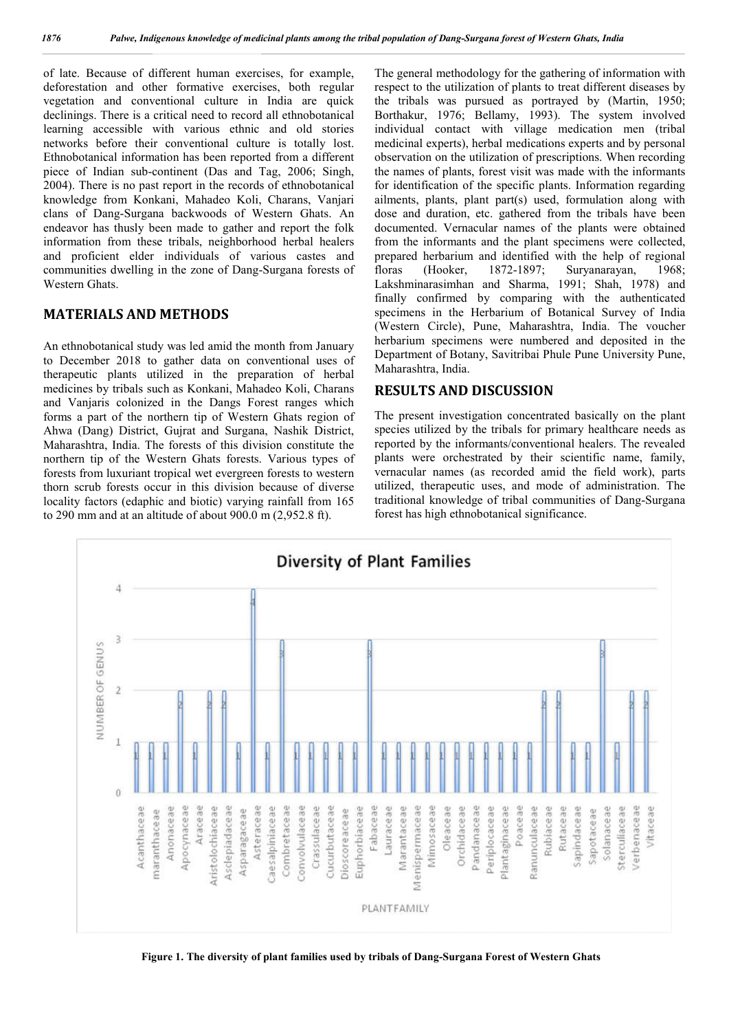of late. Because of different human exercises, for example, deforestation and other formative exercises, both regular vegetation and conventional culture in India are quick declinings. There is a critical need to record all ethnobotanical learning accessible with various ethnic and old stories networks before their conventional culture is totally lost. Ethnobotanical information has been reported from a different piece of Indian sub-continent (Das and Tag, 2006; Singh, 2004). There is no past report in the records of ethnobotanical knowledge from Konkani, Mahadeo Koli, Charans, Vanjari clans of Dang-Surgana backwoods of Western Ghats. An endeavor has thusly been made to gather and report the folk information from these tribals, neighborhood herbal healers and proficient elder individuals of various castes and communities dwelling in the zone of Dang-Surgana forests of Western Ghats.

## MATERIALS AND METHODS

An ethnobotanical study was led amid the month from January to December 2018 to gather data on conventional uses of therapeutic plants utilized in the preparation of herbal medicines by tribals such as Konkani, Mahadeo Koli, Charans and Vanjaris colonized in the Dangs Forest ranges which forms a part of the northern tip of Western Ghats region of Ahwa (Dang) District, Gujrat and Surgana, Nashik District, Maharashtra, India. The forests of this division constitute the northern tip of the Western Ghats forests. Various types of forests from luxuriant tropical wet evergreen forests to western thorn scrub forests occur in this division because of diverse locality factors (edaphic and biotic) varying rainfall from 165 to 290 mm and at an altitude of about 900.0 m (2,952.8 ft).

The general methodology for the gathering of information with respect to the utilization of plants to treat different diseases by the tribals was pursued as portrayed by (Martin, 1950; Borthakur, 1976; Bellamy, 1993). The system involved individual contact with village medication men (tribal medicinal experts), herbal medications experts and by personal observation on the utilization of prescriptions. When recording the names of plants, forest visit was made with the informants for identification of the specific plants. Information regarding ailments, plants, plant part(s) used, formulation along with dose and duration, etc. gathered from the tribals have been documented. Vernacular names of the plants were obtained from the informants and the plant specimens were collected, prepared herbarium and identified with the help of regional floras (Hooker, 1872-1897; Suryanarayan, 1968; Lakshminarasimhan and Sharma, 1991; Shah, 1978) and finally confirmed by comparing with the authenticated specimens in the Herbarium of Botanical Survey of India (Western Circle), Pune, Maharashtra, India. The voucher herbarium specimens were numbered and deposited in the Department of Botany, Savitribai Phule Pune University Pune, Maharashtra, India.

## RESULTS AND DISCUSSION

The present investigation concentrated basically on the plant species utilized by the tribals for primary healthcare needs as reported by the informants/conventional healers. The revealed plants were orchestrated by their scientific name, family, vernacular names (as recorded amid the field work), parts utilized, therapeutic uses, and mode of administration. The traditional knowledge of tribal communities of Dang-Surgana forest has high ethnobotanical significance.

**Figure 1. The diversity of plant families used by tribals of Dang-Surgana Forest of Western Ghats**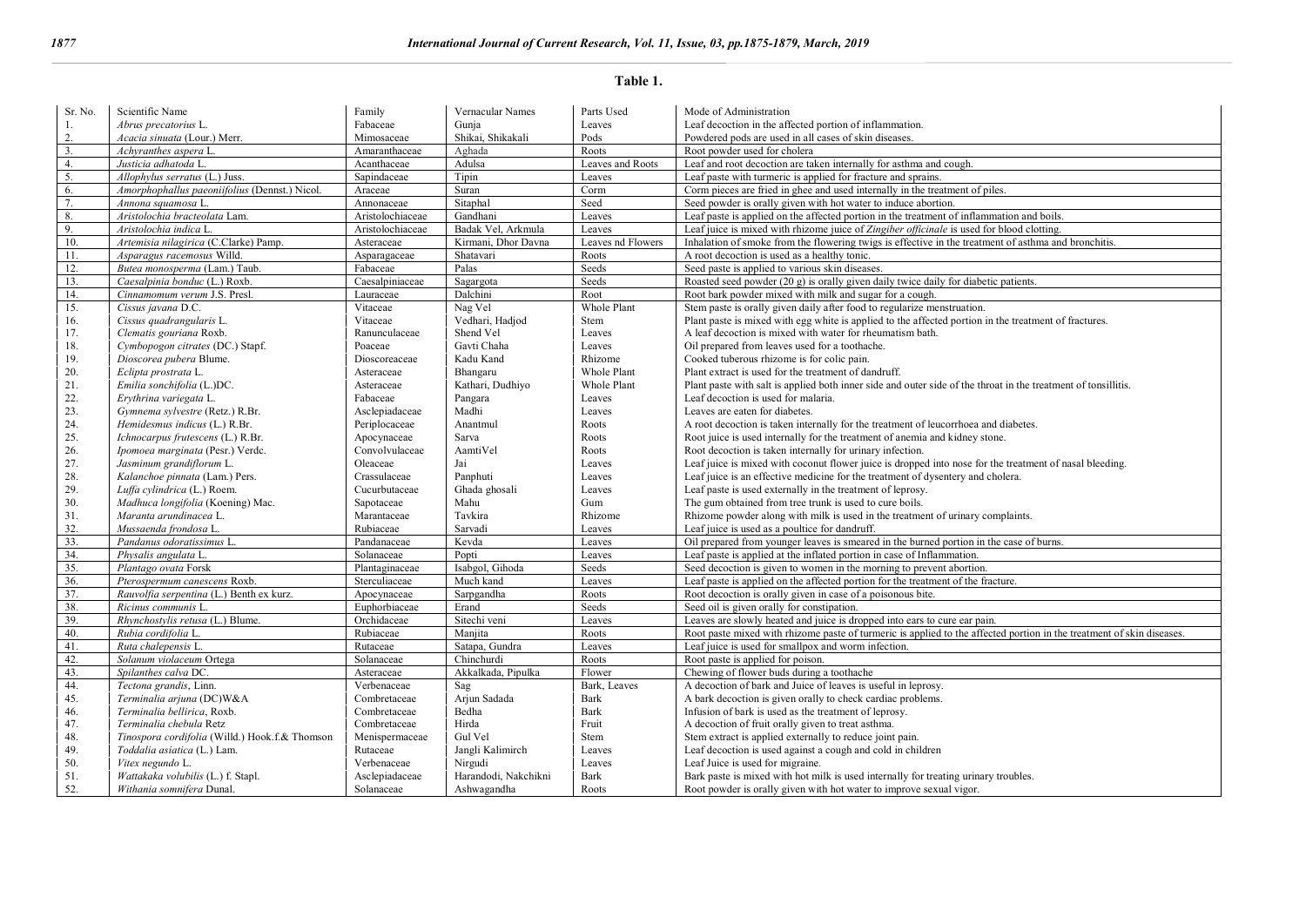**Table 1.**

| Sr. No. | Scientific Name | Family | Vernacular Names | Parts Used | Mode of Administration |
|---|---|---|---|---|---|
| 1. | *Abrus precatorius* L. | Fabaceae | Gunja | Leaves | Leaf decoction in the affected portion of inflammation. |
| 2. | *Acacia sinuata* (Lour.) Merr. | Mimosaceae | Shikai, Shikakali | Pods | Powdered pods are used in all cases of skin diseases. |
| 3. | *Achyranthes aspera* L. | Amaranthaceae | Aghada | Roots | Root powder used for cholera |
| 4. | *Justicia adhatoda* L. | Acanthaceae | Adulsa | Leaves and Roots | Leaf and root decoction are taken internally for asthma and cough. |
| 5. | *Allophylus serratus* (L.) Juss. | Sapindaceae | Tipin | Leaves | Leaf paste with turmeric is applied for fracture and sprains. |
| 6. | *Amorphophallus paeoniifolius* (Dennst.) Nicol. | Araceae | Suran | Corm | Corm pieces are fried in ghee and used internally in the treatment of piles. |
| 7. | *Annona squamosa* L. | Annonaceae | Sitaphal | Seed | Seed powder is orally given with hot water to induce abortion. |
| 8. | *Aristolochia bracteolata* Lam. | Aristolochiaceae | Gandhani | Leaves | Leaf paste is applied on the affected portion in the treatment of inflammation and boils. |
| 9. | *Aristolochia indica* L. | Aristolochiaceae | Badak Vel, Arkmula | Leaves | Leaf juice is mixed with rhizome juice of *Zingiber officinale* is used for blood clotting. |
| 10. | *Artemisia nilagirica* (C.Clarke) Pamp. | Asteraceae | Kirmani, Dhor Davna | Leaves nd Flowers | Inhalation of smoke from the flowering twigs is effective in the treatment of asthma and bronchitis. |
| 11. | *Asparagus racemosus* Willd. | Asparagaceae | Shatavari | Roots | A root decoction is used as a healthy tonic. |
| 12. | *Butea monosperma* (Lam.) Taub. | Fabaceae | Palas | Seeds | Seed paste is applied to various skin diseases. |
| 13. | *Caesalpinia bonduc* (L.) Roxb. | Caesalpiniaceae | Sagargota | Seeds | Roasted seed powder (20 g) is orally given daily twice daily for diabetic patients. |
| 14. | *Cinnamomum verum* J.S. Presl. | Lauraceae | Dalchini | Root | Root bark powder mixed with milk and sugar for a cough. |
| 15. | *Cissus javana* D.C. | Vitaceae | Nag Vel | Whole Plant | Stem paste is orally given daily after food to regularize menstruation. |
| 16. | *Cissus quadrangularis* L. | Vitaceae | Vedhari, Hadjod | Stem | Plant paste is mixed with egg white is applied to the affected portion in the treatment of fractures. |
| 17. | *Clematis gouriana* Roxb. | Ranunculaceae | Shend Vel | Leaves | A leaf decoction is mixed with water for rheumatism bath. |
| 18. | *Cymbopogon citrates* (DC.) Stapf. | Poaceae | Gavti Chaha | Leaves | Oil prepared from leaves used for a toothache. |
| 19. | *Dioscorea pubera* Blume. | Dioscoreaceae | Kadu Kand | Rhizome | Cooked tuberous rhizome is for colic pain. |
| 20. | *Eclipta prostrata* L. | Asteraceae | Bhangaru | Whole Plant | Plant extract is used for the treatment of dandruff. |
| 21. | *Emilia sonchifolia* (L.)DC. | Asteraceae | Kathari, Dudhiyo | Whole Plant | Plant paste with salt is applied both inner side and outer side of the throat in the treatment of tonsillitis. |
| 22. | *Erythrina variegata* L. | Fabaceae | Pangara | Leaves | Leaf decoction is used for malaria. |
| 23. | *Gymnema sylvestre* (Retz.) R.Br. | Asclepiadaceae | Madhi | Leaves | Leaves are eaten for diabetes. |
| 24. | *Hemidesmus indicus* (L.) R.Br. | Periplocaceae | Anantmul | Roots | A root decoction is taken internally for the treatment of leucorrhoea and diabetes. |
| 25. | *Ichnocarpus frutescens* (L.) R.Br. | Apocynaceae | Sarva | Roots | Root juice is used internally for the treatment of anemia and kidney stone. |
| 26. | *Ipomoea marginata* (Pesr.) Verdc. | Convolvulaceae | AamtiVel | Roots | Root decoction is taken internally for urinary infection. |
| 27. | *Jasminum grandiflorum* L. | Oleaceae | Jai | Leaves | Leaf juice is mixed with coconut flower juice is dropped into nose for the treatment of nasal bleeding. |
| 28. | *Kalanchoe pinnata* (Lam.) Pers. | Crassulaceae | Panphuti | Leaves | Leaf juice is an effective medicine for the treatment of dysentery and cholera. |
| 29. | *Luffa cylindrica* (L.) Roem. | Cucurbitaceae | Ghada ghosali | Leaves | Leaf paste is used externally in the treatment of leprosy. |
| 30. | *Madhuca longifolia* (Koening) Mac. | Sapotaceae | Mahu | Gum | The gum obtained from tree trunk is used to cure boils. |
| 31. | *Maranta arundinacea* L. | Marantaceae | Tavkira | Rhizome | Rhizome powder along with milk is used in the treatment of urinary complaints. |
| 32. | *Mussaenda frondosa* L. | Rubiaceae | Sarvadi | Leaves | Leaf juice is used as a poultice for dandruff. |
| 33. | *Pandanus odoratissimus* L. | Pandanaceae | Kevda | Leaves | Oil prepared from younger leaves is smeared in the burned portion in the case of burns. |
| 34. | *Physalis angulata* L. | Solanaceae | Popti | Leaves | Leaf paste is applied at the inflated portion in case of Inflammation. |
| 35. | *Plantago ovata* Forsk | Plantaginaceae | Isabgol, Gihoda | Seeds | Seed decoction is given to women in the morning to prevent abortion. |
| 36. | *Pterospermum canescens* Roxb. | Sterculiaceae | Much kand | Leaves | Leaf paste is applied on the affected portion for the treatment of the fracture. |
| 37. | *Rauvolfia serpentina* (L.) Benth ex kurz. | Apocynaceae | Sarpgandha | Roots | Root decoction is orally given in case of a poisonous bite. |
| 38. | *Ricinus communis* L. | Euphorbiaceae | Erand | Seeds | Seed oil is given orally for constipation. |
| 39. | *Rhynchostylis retusa* (L.) Blume. | Orchidaceae | Sitechi veni | Leaves | Leaves are slowly heated and juice is dropped into ears to cure ear pain. |
| 40. | *Rubia cordifolia* L. | Rubiaceae | Manjita | Roots | Root paste mixed with rhizome paste of turmeric is applied to the affected portion in the treatment of skin diseases. |
| 41. | *Ruta chalepensis* L. | Rutaceae | Satapa, Gundra | Leaves | Leaf juice is used for smallpox and worm infection. |
| 42. | *Solanum violaceum* Ortega | Solanaceae | Chinchurdi | Roots | Root paste is applied for poison. |
| 43. | *Spilanthes calva* DC. | Asteraceae | Akkalkada, Pipulka | Flower | Chewing of flower buds during a toothache |
| 44. | *Tectona grandis*, Linn. | Verbenaceae | Sag | Bark, Leaves | A decoction of bark and Juice of leaves is useful in leprosy. |
| 45. | *Terminalia arjuna* (DC)W&A | Combretaceae | Arjun Sadada | Bark | A bark decoction is given orally to check cardiac problems. |
| 46. | *Terminalia bellirica*, Roxb. | Combretaceae | Bedha | Bark | Infusion of bark is used as the treatment of leprosy. |
| 47. | *Terminalia chebula* Retz | Combretaceae | Hirda | Fruit | A decoction of fruit orally given to treat asthma. |
| 48. | *Tinospora cordifolia* (Willd.) Hook.f.& Thomson | Menispermaceae | Gul Vel | Stem | Stem extract is applied externally to reduce joint pain. |
| 49. | *Toddalia asiatica* (L.) Lam. | Rutaceae | Jangli Kalimirch | Leaves | Leaf decoction is used against a cough and cold in children |
| 50. | *Vitex negundo* L. | Verbenaceae | Nirgudi | Leaves | Leaf Juice is used for migraine. |
| 51. | *Wattakaka volubilis* (L.) f. Stapl. | Asclepiadaceae | Harandodi, Nakchikni | Bark | Bark paste is mixed with hot milk is used internally for treating urinary troubles. |
| 52. | *Withania somnifera* Dunal. | Solanaceae | Ashwagandha | Roots | Root powder is orally given with hot water to improve sexual vigor. |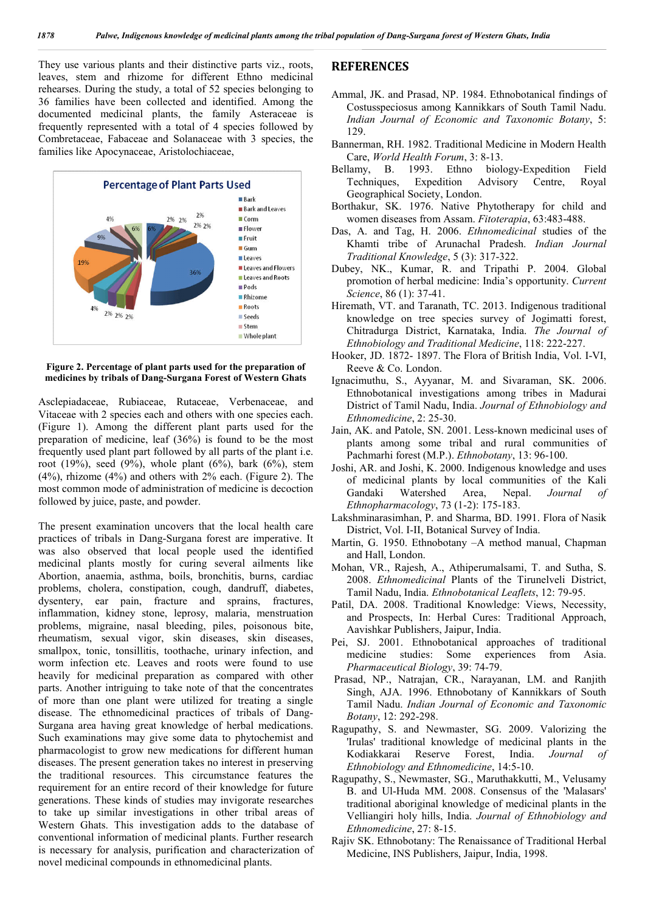They use various plants and their distinctive parts viz., roots, leaves, stem and rhizome for different Ethno medicinal rehearses. During the study, a total of 52 species belonging to 36 families have been collected and identified. Among the documented medicinal plants, the family Asteraceae is frequently represented with a total of 4 species followed by Combretaceae, Fabaceae and Solanaceae with 3 species, the families like Apocynaceae, Aristolochiaceae,

**Figure 2. Percentage of plant parts used for the preparation of medicines by tribals of Dang-Surgana Forest of Western Ghats**

Asclepiadaceae, Rubiaceae, Rutaceae, Verbenaceae, and Vitaceae with 2 species each and others with one species each. (Figure 1). Among the different plant parts used for the preparation of medicine, leaf (36%) is found to be the most frequently used plant part followed by all parts of the plant i.e. root (19%), seed (9%), whole plant (6%), bark (6%), stem (4%), rhizome (4%) and others with 2% each. (Figure 2). The most common mode of administration of medicine is decoction followed by juice, paste, and powder.

The present examination uncovers that the local health care practices of tribals in Dang-Surgana forest are imperative. It was also observed that local people used the identified medicinal plants mostly for curing several ailments like Abortion, anaemia, asthma, boils, bronchitis, burns, cardiac problems, cholera, constipation, cough, dandruff, diabetes, dysentery, ear pain, fracture and sprains, fractures, inflammation, kidney stone, leprosy, malaria, menstruation problems, migraine, nasal bleeding, piles, poisonous bite, rheumatism, sexual vigor, skin diseases, skin diseases, smallpox, tonic, tonsillitis, toothache, urinary infection, and worm infection etc. Leaves and roots were found to use heavily for medicinal preparation as compared with other parts. Another intriguing to take note of that the concentrates of more than one plant were utilized for treating a single disease. The ethnomedicinal practices of tribals of Dang-Surgana area having great knowledge of herbal medications. Such examinations may give some data to phytochemist and pharmacologist to grow new medications for different human diseases. The present generation takes no interest in preserving the traditional resources. This circumstance features the requirement for an entire record of their knowledge for future generations. These kinds of studies may invigorate researches to take up similar investigations in other tribal areas of Western Ghats. This investigation adds to the database of conventional information of medicinal plants. Further research is necessary for analysis, purification and characterization of novel medicinal compounds in ethnomedicinal plants.

## REFERENCES

Ammal, JK. and Prasad, NP. 1984. Ethnobotanical findings of Costusspeciosus among Kannikkars of South Tamil Nadu. *Indian Journal of Economic and Taxonomic Botany*, 5: 129.

Bannerman, RH. 1982. Traditional Medicine in Modern Health Care, *World Health Forum*, 3: 8-13.

Bellamy, B. 1993. Ethno biology-Expedition Field Techniques, Expedition Advisory Centre, Royal Geographical Society, London.

Borthakur, SK. 1976. Native Phytotherapy for child and women diseases from Assam. *Fitoterapia*, 63:483-488.

Das, A. and Tag, H. 2006. *Ethnomedicinal* studies of the Khamti tribe of Arunachal Pradesh. *Indian Journal Traditional Knowledge*, 5 (3): 317-322.

Dubey, NK., Kumar, R. and Tripathi P. 2004. Global promotion of herbal medicine: India's opportunity. *Current Science*, 86 (1): 37-41.

Hiremath, VT. and Taranath, TC. 2013. Indigenous traditional knowledge on tree species survey of Jogimatti forest, Chitradurga District, Karnataka, India. *The Journal of Ethnobiology and Traditional Medicine*, 118: 222-227.

Hooker, JD. 1872- 1897. The Flora of British India, Vol. I-VI, Reeve & Co. London.

Ignacimuthu, S., Ayyanar, M. and Sivaraman, SK. 2006. Ethnobotanical investigations among tribes in Madurai District of Tamil Nadu, India. *Journal of Ethnobiology and Ethnomedicine*, 2: 25-30.

Jain, AK. and Patole, SN. 2001. Less-known medicinal uses of plants among some tribal and rural communities of Pachmarhi forest (M.P.). *Ethnobotany*, 13: 96-100.

Joshi, AR. and Joshi, K. 2000. Indigenous knowledge and uses of medicinal plants by local communities of the Kali Gandaki Watershed Area, Nepal. *Journal of Ethnopharmacology*, 73 (1-2): 175-183.

Lakshminarasimhan, P. and Sharma, BD. 1991. Flora of Nasik District, Vol. I-II, Botanical Survey of India.

Martin, G. 1950. Ethnobotany –A method manual, Chapman and Hall, London.

Mohan, VR., Rajesh, A., Athiperumalsami, T. and Sutha, S. 2008. *Ethnomedicinal* Plants of the Tirunelveli District, Tamil Nadu, India. *Ethnobotanical Leaflets*, 12: 79-95.

Patil, DA. 2008. Traditional Knowledge: Views, Necessity, and Prospects, In: Herbal Cures: Traditional Approach, Aavishkar Publishers, Jaipur, India.

Pei, SJ. 2001. Ethnobotanical approaches of traditional medicine studies: Some experiences from Asia. *Pharmaceutical Biology*, 39: 74-79.

Prasad, NP., Natrajan, CR., Narayanan, LM. and Ranjith Singh, AJA. 1996. Ethnobotany of Kannikkars of South Tamil Nadu. *Indian Journal of Economic and Taxonomic Botany*, 12: 292-298.

Ragupathy, S. and Newmaster, SG. 2009. Valorizing the 'Irulas' traditional knowledge of medicinal plants in the Kodiakkarai Reserve Forest, India. *Journal of Ethnobiology and Ethnomedicine*, 14:5-10.

Ragupathy, S., Newmaster, SG., Maruthakkutti, M., Velusamy B. and Ul-Huda MM. 2008. Consensus of the 'Malasars' traditional aboriginal knowledge of medicinal plants in the Velliangiri holy hills, India. *Journal of Ethnobiology and Ethnomedicine*, 27: 8-15.

Rajiv SK. Ethnobotany: The Renaissance of Traditional Herbal Medicine, INS Publishers, Jaipur, India, 1998.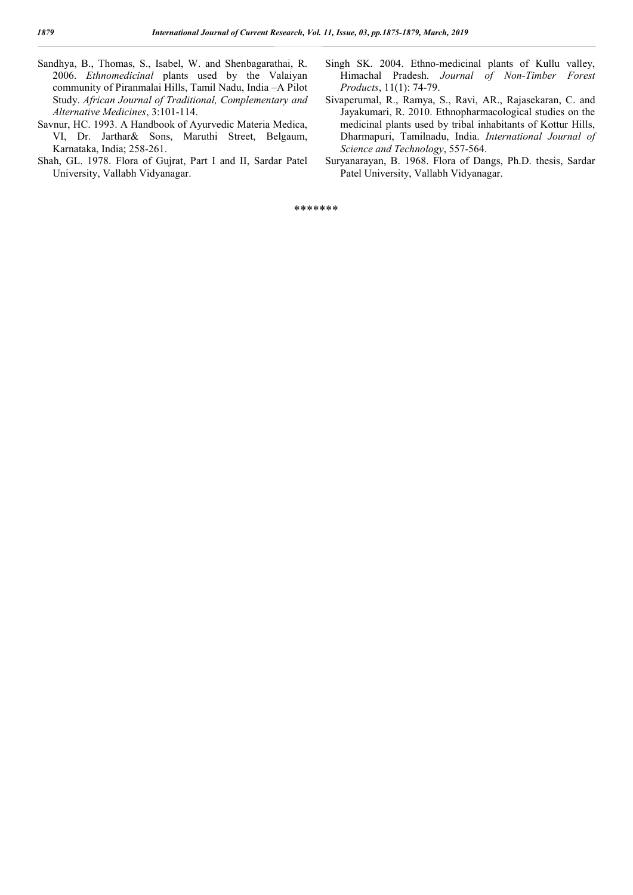Sandhya, B., Thomas, S., Isabel, W. and Shenbagarathai, R. 2006. *Ethnomedicinal* plants used by the Valaiyan community of Piranmalai Hills, Tamil Nadu, India –A Pilot Study. *African Journal of Traditional, Complementary and Alternative Medicines*, 3:101-114.

Savnur, HC. 1993. A Handbook of Ayurvedic Materia Medica, VI, Dr. Jarthar& Sons, Maruthi Street, Belgaum, Karnataka, India; 258-261.

Shah, GL. 1978. Flora of Gujrat, Part I and II, Sardar Patel University, Vallabh Vidyanagar.

Singh SK. 2004. Ethno-medicinal plants of Kullu valley, Himachal Pradesh. *Journal of Non-Timber Forest Products*, 11(1): 74-79.

Sivaperumal, R., Ramya, S., Ravi, AR., Rajasekaran, C. and Jayakumari, R. 2010. Ethnopharmacological studies on the medicinal plants used by tribal inhabitants of Kottur Hills, Dharmapuri, Tamilnadu, India. *International Journal of Science and Technology*, 557-564.

Suryanarayan, B. 1968. Flora of Dangs, Ph.D. thesis, Sardar Patel University, Vallabh Vidyanagar.

*******